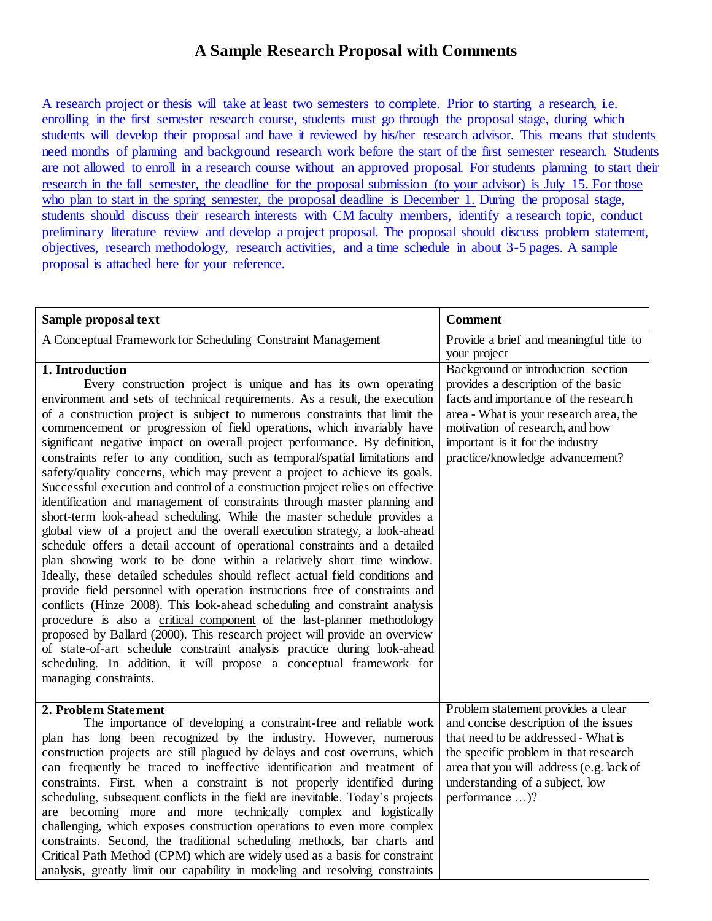# A Sample Research Proposal with Comments

A research project or thesis will take at least two semesters to complete. Prior to starting a research, i.e. enrolling in the first semester research course, students must go through the proposal stage, during which students will develop their proposal and have it reviewed by his/her research advisor. This means that students need months of planning and background research work before the start of the first semester research. Students are not allowed to enroll in a research course without an approved proposal. For students planning to start their research in the fall semester, the deadline for the proposal submission (to your advisor) is July 15. For those who plan to start in the spring semester, the proposal deadline is December 1. During the proposal stage, students should discuss their research interests with CM faculty members, identify a research topic, conduct preliminary literature review and develop a project proposal. The proposal should discuss problem statement, objectives, research methodology, research activities, and a time schedule in about 3-5 pages. A sample proposal is attached here for your reference.

| **Sample proposal text** | **Comment** |
|---|---|
| A Conceptual Framework for Scheduling Constraint Management | Provide a brief and meaningful title to your project |
| **1. Introduction**<br>Every construction project is unique and has its own operating environment and sets of technical requirements. As a result, the execution of a construction project is subject to numerous constraints that limit the commencement or progression of field operations, which invariably have significant negative impact on overall project performance. By definition, constraints refer to any condition, such as temporal/spatial limitations and safety/quality concerns, which may prevent a project to achieve its goals. Successful execution and control of a construction project relies on effective identification and management of constraints through master planning and short-term look-ahead scheduling. While the master schedule provides a global view of a project and the overall execution strategy, a look-ahead schedule offers a detail account of operational constraints and a detailed plan showing work to be done within a relatively short time window. Ideally, these detailed schedules should reflect actual field conditions and provide field personnel with operation instructions free of constraints and conflicts (Hinze 2008). This look-ahead scheduling and constraint analysis procedure is also a critical component of the last-planner methodology proposed by Ballard (2000). This research project will provide an overview of state-of-art schedule constraint analysis practice during look-ahead scheduling. In addition, it will propose a conceptual framework for managing constraints. | Background or introduction section provides a description of the basic facts and importance of the research area - What is your research area, the motivation of research, and how important is it for the industry practice/knowledge advancement? |
| **2. Problem Statement**<br>The importance of developing a constraint-free and reliable work plan has long been recognized by the industry. However, numerous construction projects are still plagued by delays and cost overruns, which can frequently be traced to ineffective identification and treatment of constraints. First, when a constraint is not properly identified during scheduling, subsequent conflicts in the field are inevitable. Today's projects are becoming more and more technically complex and logistically challenging, which exposes construction operations to even more complex constraints. Second, the traditional scheduling methods, bar charts and Critical Path Method (CPM) which are widely used as a basis for constraint analysis, greatly limit our capability in modeling and resolving constraints | Problem statement provides a clear and concise description of the issues that need to be addressed - What is the specific problem in that research area that you will address (e.g. lack of understanding of a subject, low performance …)? |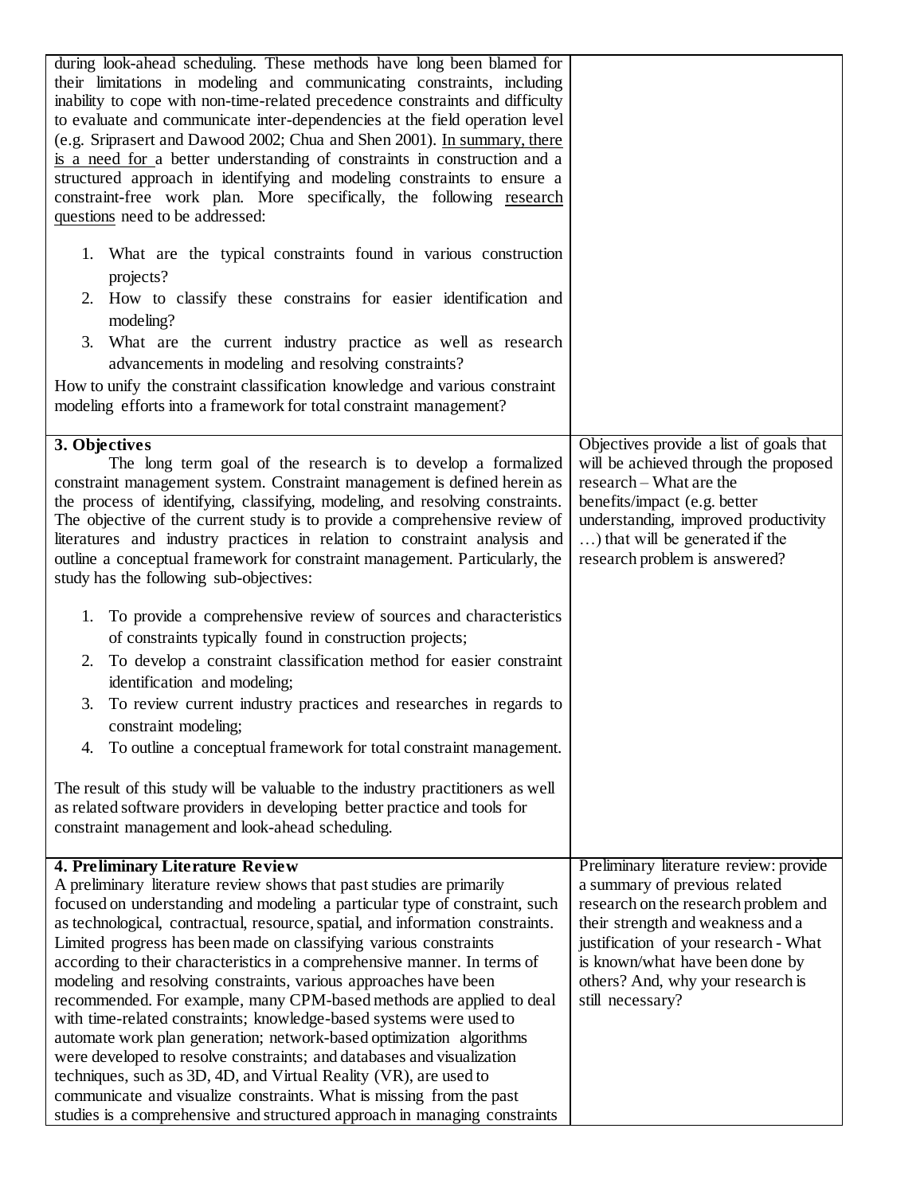| | |
|---|---|
| during look-ahead scheduling. These methods have long been blamed for their limitations in modeling and communicating constraints, including inability to cope with non-time-related precedence constraints and difficulty to evaluate and communicate inter-dependencies at the field operation level (e.g. Sriprasert and Dawood 2002; Chua and Shen 2001). In summary, there is a need for a better understanding of constraints in construction and a structured approach in identifying and modeling constraints to ensure a constraint-free work plan. More specifically, the following research questions need to be addressed:<br><br>1. What are the typical constraints found in various construction projects?<br>2. How to classify these constrains for easier identification and modeling?<br>3. What are the current industry practice as well as research advancements in modeling and resolving constraints?<br><br>How to unify the constraint classification knowledge and various constraint modeling efforts into a framework for total constraint management? | |
| **3. Objectives**<br>The long term goal of the research is to develop a formalized constraint management system. Constraint management is defined herein as the process of identifying, classifying, modeling, and resolving constraints. The objective of the current study is to provide a comprehensive review of literatures and industry practices in relation to constraint analysis and outline a conceptual framework for constraint management. Particularly, the study has the following sub-objectives:<br><br>1. To provide a comprehensive review of sources and characteristics of constraints typically found in construction projects;<br>2. To develop a constraint classification method for easier constraint identification and modeling;<br>3. To review current industry practices and researches in regards to constraint modeling;<br>4. To outline a conceptual framework for total constraint management.<br><br>The result of this study will be valuable to the industry practitioners as well as related software providers in developing better practice and tools for constraint management and look-ahead scheduling. | Objectives provide a list of goals that will be achieved through the proposed research – What are the benefits/impact (e.g. better understanding, improved productivity …) that will be generated if the research problem is answered? |
| **4. Preliminary Literature Review**<br>A preliminary literature review shows that past studies are primarily focused on understanding and modeling a particular type of constraint, such as technological, contractual, resource, spatial, and information constraints. Limited progress has been made on classifying various constraints according to their characteristics in a comprehensive manner. In terms of modeling and resolving constraints, various approaches have been recommended. For example, many CPM-based methods are applied to deal with time-related constraints; knowledge-based systems were used to automate work plan generation; network-based optimization algorithms were developed to resolve constraints; and databases and visualization techniques, such as 3D, 4D, and Virtual Reality (VR), are used to communicate and visualize constraints. What is missing from the past studies is a comprehensive and structured approach in managing constraints | Preliminary literature review: provide a summary of previous related research on the research problem and their strength and weakness and a justification of your research - What is known/what have been done by others? And, why your research is still necessary? |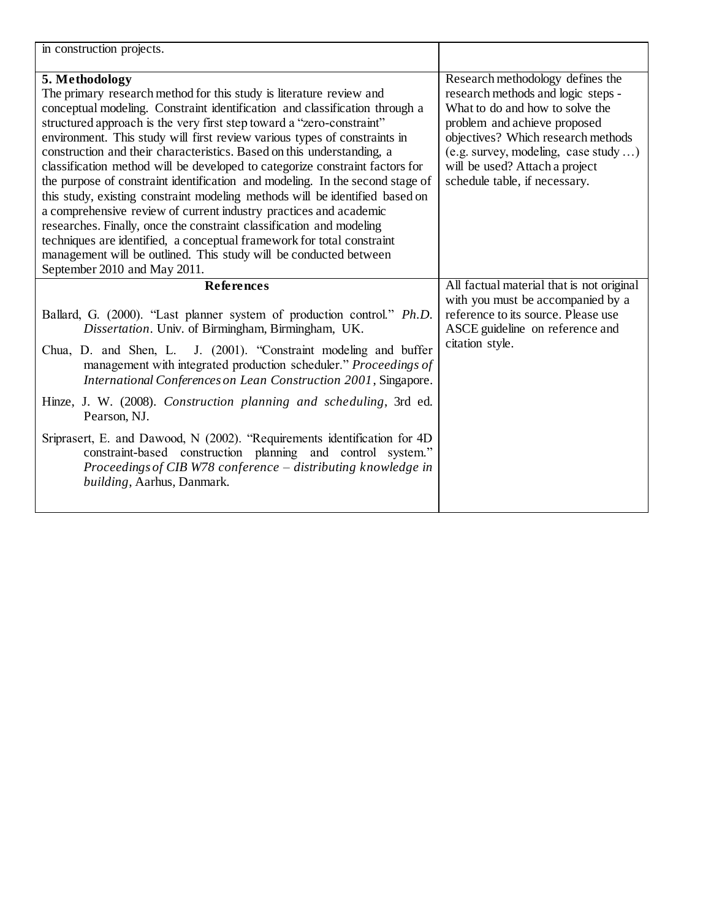| | |
|---|---|
| in construction projects. | |
| **5. Methodology**<br>The primary research method for this study is literature review and conceptual modeling. Constraint identification and classification through a structured approach is the very first step toward a "zero-constraint" environment. This study will first review various types of constraints in construction and their characteristics. Based on this understanding, a classification method will be developed to categorize constraint factors for the purpose of constraint identification and modeling. In the second stage of this study, existing constraint modeling methods will be identified based on a comprehensive review of current industry practices and academic researches. Finally, once the constraint classification and modeling techniques are identified, a conceptual framework for total constraint management will be outlined. This study will be conducted between September 2010 and May 2011. | Research methodology defines the research methods and logic steps - What to do and how to solve the problem and achieve proposed objectives? Which research methods (e.g. survey, modeling, case study …) will be used? Attach a project schedule table, if necessary. |
| **References**<br><br>Ballard, G. (2000). "Last planner system of production control." *Ph.D. Dissertation*. Univ. of Birmingham, Birmingham, UK.<br><br>Chua, D. and Shen, L. J. (2001). "Constraint modeling and buffer management with integrated production scheduler." *Proceedings of International Conferences on Lean Construction 2001*, Singapore.<br><br>Hinze, J. W. (2008). *Construction planning and scheduling*, 3rd ed. Pearson, NJ.<br><br>Sriprasert, E. and Dawood, N (2002). "Requirements identification for 4D constraint-based construction planning and control system." *Proceedings of CIB W78 conference – distributing knowledge in building*, Aarhus, Danmark. | All factual material that is not original with you must be accompanied by a reference to its source. Please use ASCE guideline on reference and citation style. |